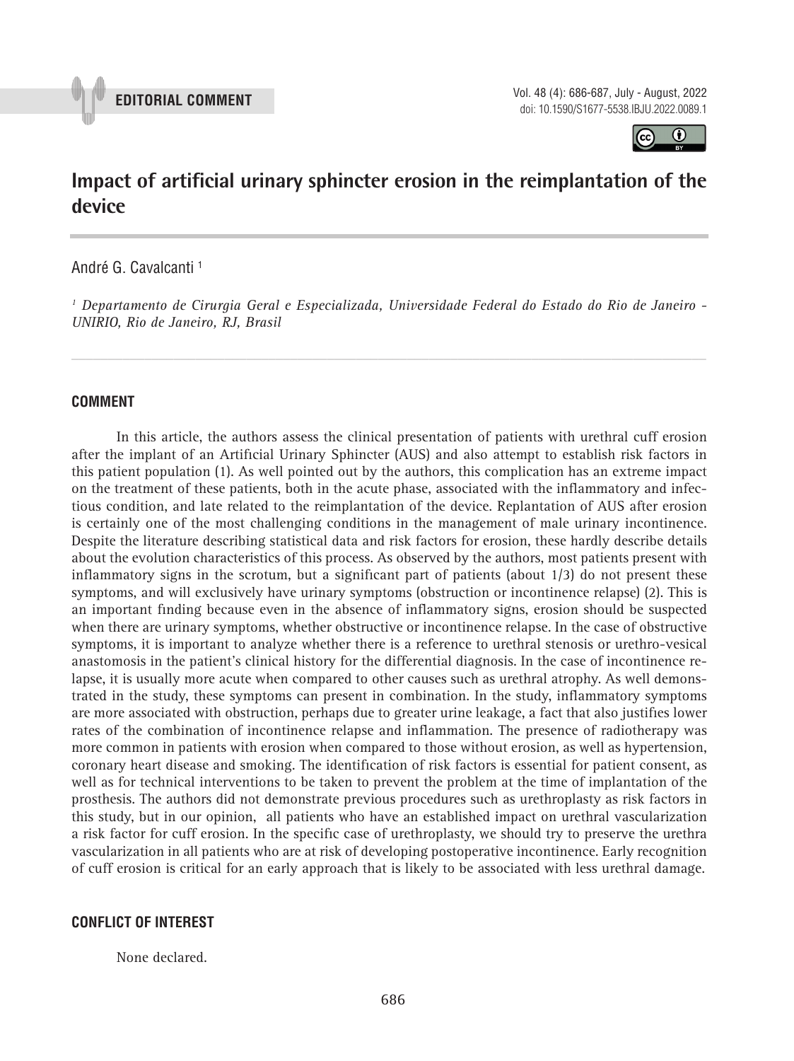**EDITORIAL COMMENT**

doi: 10.1590/S1677-5538.IBJU.2022.0089.1

# Impact of artificial urinary sphincter erosion in the reimplantation of the device

André G. Cavalcanti [1]

*[1] Departamento de Cirurgia Geral e Especializada, Universidade Federal do Estado do Rio de Janeiro - UNIRIO, Rio de Janeiro, RJ, Brasil*

## COMMENT

In this article, the authors assess the clinical presentation of patients with urethral cuff erosion after the implant of an Artificial Urinary Sphincter (AUS) and also attempt to establish risk factors in this patient population (1). As well pointed out by the authors, this complication has an extreme impact on the treatment of these patients, both in the acute phase, associated with the inflammatory and infectious condition, and late related to the reimplantation of the device. Replantation of AUS after erosion is certainly one of the most challenging conditions in the management of male urinary incontinence. Despite the literature describing statistical data and risk factors for erosion, these hardly describe details about the evolution characteristics of this process. As observed by the authors, most patients present with inflammatory signs in the scrotum, but a significant part of patients (about 1/3) do not present these symptoms, and will exclusively have urinary symptoms (obstruction or incontinence relapse) (2). This is an important finding because even in the absence of inflammatory signs, erosion should be suspected when there are urinary symptoms, whether obstructive or incontinence relapse. In the case of obstructive symptoms, it is important to analyze whether there is a reference to urethral stenosis or urethro-vesical anastomosis in the patient's clinical history for the differential diagnosis. In the case of incontinence relapse, it is usually more acute when compared to other causes such as urethral atrophy. As well demonstrated in the study, these symptoms can present in combination. In the study, inflammatory symptoms are more associated with obstruction, perhaps due to greater urine leakage, a fact that also justifies lower rates of the combination of incontinence relapse and inflammation. The presence of radiotherapy was more common in patients with erosion when compared to those without erosion, as well as hypertension, coronary heart disease and smoking. The identification of risk factors is essential for patient consent, as well as for technical interventions to be taken to prevent the problem at the time of implantation of the prosthesis. The authors did not demonstrate previous procedures such as urethroplasty as risk factors in this study, but in our opinion, all patients who have an established impact on urethral vascularization a risk factor for cuff erosion. In the specific case of urethroplasty, we should try to preserve the urethra vascularization in all patients who are at risk of developing postoperative incontinence. Early recognition of cuff erosion is critical for an early approach that is likely to be associated with less urethral damage.

## CONFLICT OF INTEREST

None declared.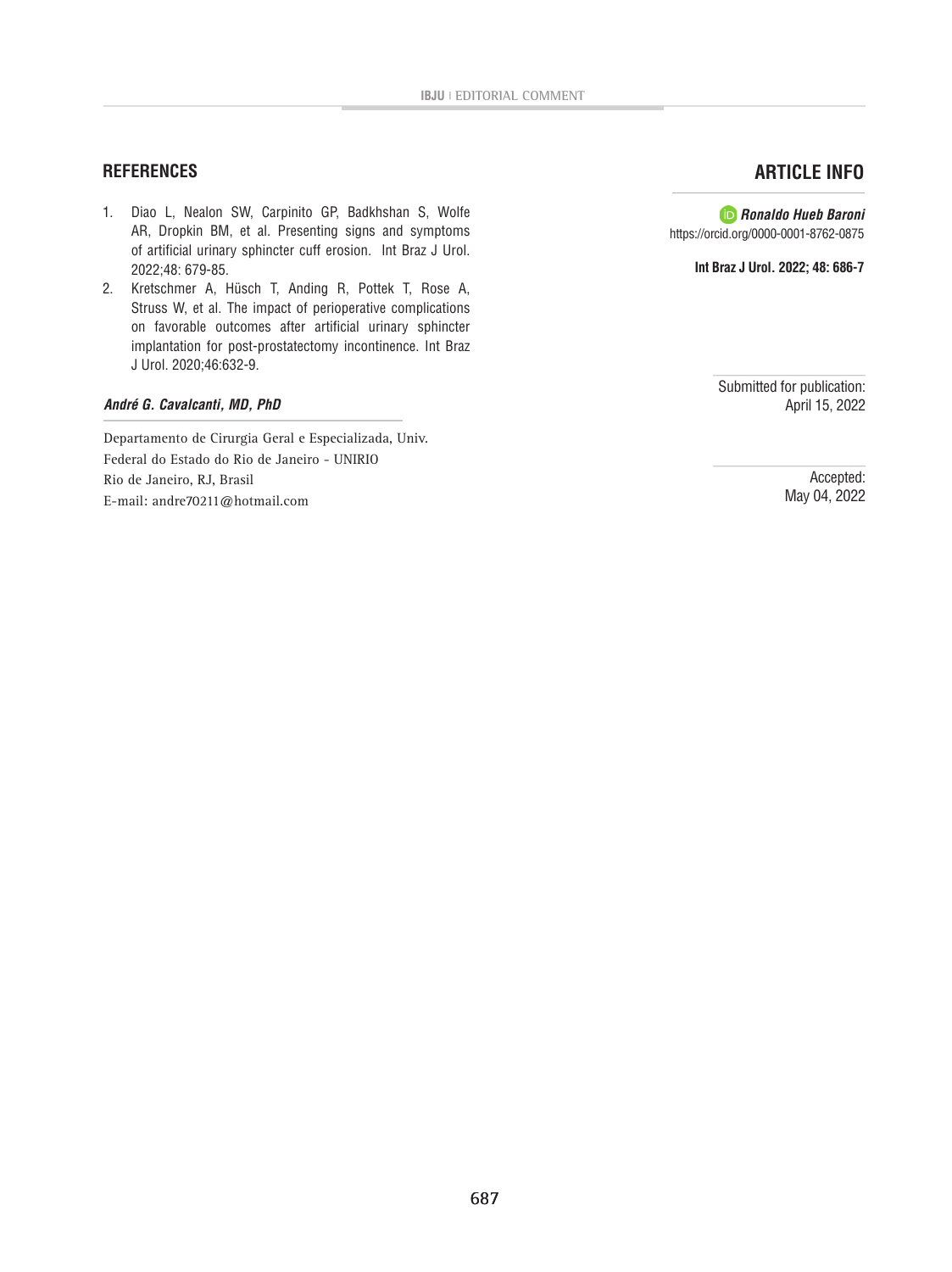## REFERENCES

1. Diao L, Nealon SW, Carpinito GP, Badkhshan S, Wolfe AR, Dropkin BM, et al. Presenting signs and symptoms of artificial urinary sphincter cuff erosion. Int Braz J Urol. 2022;48: 679-85.
2. Kretschmer A, Hüsch T, Anding R, Pottek T, Rose A, Struss W, et al. The impact of perioperative complications on favorable outcomes after artificial urinary sphincter implantation for post-prostatectomy incontinence. Int Braz J Urol. 2020;46:632-9.

***André G. Cavalcanti, MD, PhD***

Departamento de Cirurgia Geral e Especializada, Univ. Federal do Estado do Rio de Janeiro - UNIRIO
Rio de Janeiro, RJ, Brasil
E-mail: andre70211@hotmail.com

## ARTICLE INFO

***Ronaldo Hueb Baroni***
https://orcid.org/0000-0001-8762-0875

**Int Braz J Urol. 2022; 48: 686-7**

Submitted for publication:
April 15, 2022

Accepted:
May 04, 2022